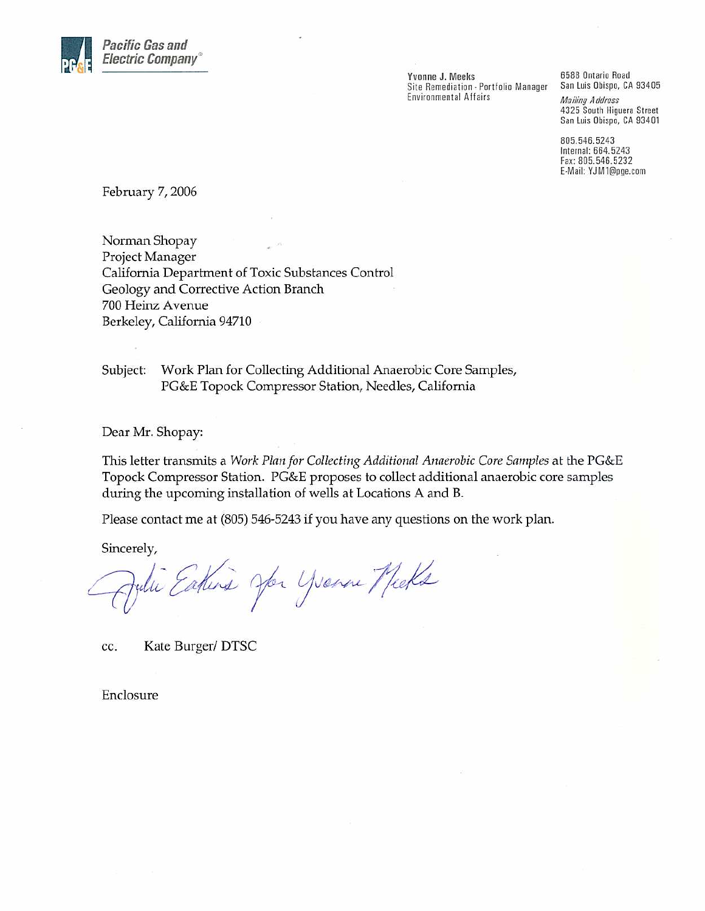**Pacific Gas and Electric Company**

**Yvonne J. Meeks**
Site Remediation - Portfolio Manager
Environmental Affairs

6588 Ontario Road
San Luis Obispo, CA 93405

*Mailing Address*
4325 South Higuera Street
San Luis Obispo, CA 93401

805.546.5243
Internal: 664.5243
Fax: 805.546.5232
E-Mail: YJM1@pge.com

February 7, 2006

Norman Shopay
Project Manager
California Department of Toxic Substances Control
Geology and Corrective Action Branch
700 Heinz Avenue
Berkeley, California 94710

Subject: Work Plan for Collecting Additional Anaerobic Core Samples, PG&E Topock Compressor Station, Needles, California

Dear Mr. Shopay:

This letter transmits a *Work Plan for Collecting Additional Anaerobic Core Samples* at the PG&E Topock Compressor Station. PG&E proposes to collect additional anaerobic core samples during the upcoming installation of wells at Locations A and B.

Please contact me at (805) 546-5243 if you have any questions on the work plan.

Sincerely,

Julie Eakins for Yvonne Meeks

cc. Kate Burger/ DTSC

Enclosure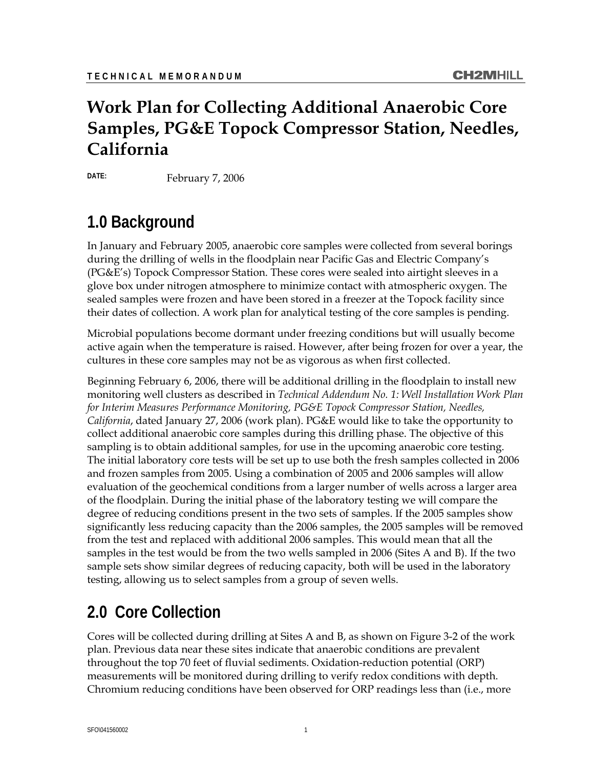TECHNICAL MEMORANDUM

# Work Plan for Collecting Additional Anaerobic Core Samples, PG&E Topock Compressor Station, Needles, California

**DATE:** February 7, 2006

## 1.0 Background

In January and February 2005, anaerobic core samples were collected from several borings during the drilling of wells in the floodplain near Pacific Gas and Electric Company's (PG&E's) Topock Compressor Station. These cores were sealed into airtight sleeves in a glove box under nitrogen atmosphere to minimize contact with atmospheric oxygen. The sealed samples were frozen and have been stored in a freezer at the Topock facility since their dates of collection. A work plan for analytical testing of the core samples is pending.

Microbial populations become dormant under freezing conditions but will usually become active again when the temperature is raised. However, after being frozen for over a year, the cultures in these core samples may not be as vigorous as when first collected.

Beginning February 6, 2006, there will be additional drilling in the floodplain to install new monitoring well clusters as described in *Technical Addendum No. 1: Well Installation Work Plan for Interim Measures Performance Monitoring, PG&E Topock Compressor Station, Needles, California*, dated January 27, 2006 (work plan). PG&E would like to take the opportunity to collect additional anaerobic core samples during this drilling phase. The objective of this sampling is to obtain additional samples, for use in the upcoming anaerobic core testing. The initial laboratory core tests will be set up to use both the fresh samples collected in 2006 and frozen samples from 2005. Using a combination of 2005 and 2006 samples will allow evaluation of the geochemical conditions from a larger number of wells across a larger area of the floodplain. During the initial phase of the laboratory testing we will compare the degree of reducing conditions present in the two sets of samples. If the 2005 samples show significantly less reducing capacity than the 2006 samples, the 2005 samples will be removed from the test and replaced with additional 2006 samples. This would mean that all the samples in the test would be from the two wells sampled in 2006 (Sites A and B). If the two sample sets show similar degrees of reducing capacity, both will be used in the laboratory testing, allowing us to select samples from a group of seven wells.

## 2.0 Core Collection

Cores will be collected during drilling at Sites A and B, as shown on Figure 3-2 of the work plan. Previous data near these sites indicate that anaerobic conditions are prevalent throughout the top 70 feet of fluvial sediments. Oxidation-reduction potential (ORP) measurements will be monitored during drilling to verify redox conditions with depth. Chromium reducing conditions have been observed for ORP readings less than (i.e., more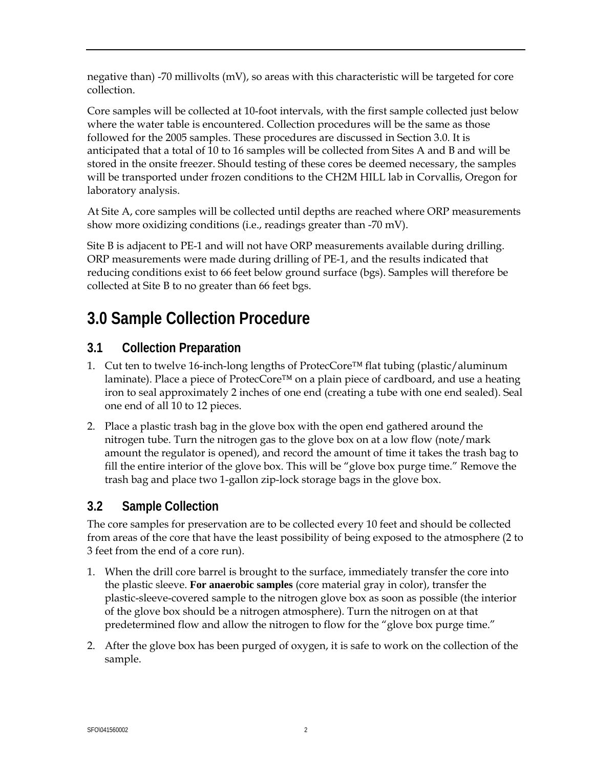negative than) -70 millivolts (mV), so areas with this characteristic will be targeted for core collection.

Core samples will be collected at 10-foot intervals, with the first sample collected just below where the water table is encountered. Collection procedures will be the same as those followed for the 2005 samples. These procedures are discussed in Section 3.0. It is anticipated that a total of 10 to 16 samples will be collected from Sites A and B and will be stored in the onsite freezer. Should testing of these cores be deemed necessary, the samples will be transported under frozen conditions to the CH2M HILL lab in Corvallis, Oregon for laboratory analysis.

At Site A, core samples will be collected until depths are reached where ORP measurements show more oxidizing conditions (i.e., readings greater than -70 mV).

Site B is adjacent to PE-1 and will not have ORP measurements available during drilling. ORP measurements were made during drilling of PE-1, and the results indicated that reducing conditions exist to 66 feet below ground surface (bgs). Samples will therefore be collected at Site B to no greater than 66 feet bgs.

# 3.0 Sample Collection Procedure

## 3.1 Collection Preparation

1. Cut ten to twelve 16-inch-long lengths of ProtecCore™ flat tubing (plastic/aluminum laminate). Place a piece of ProtecCore™ on a plain piece of cardboard, and use a heating iron to seal approximately 2 inches of one end (creating a tube with one end sealed). Seal one end of all 10 to 12 pieces.
2. Place a plastic trash bag in the glove box with the open end gathered around the nitrogen tube. Turn the nitrogen gas to the glove box on at a low flow (note/mark amount the regulator is opened), and record the amount of time it takes the trash bag to fill the entire interior of the glove box. This will be "glove box purge time." Remove the trash bag and place two 1-gallon zip-lock storage bags in the glove box.

## 3.2 Sample Collection

The core samples for preservation are to be collected every 10 feet and should be collected from areas of the core that have the least possibility of being exposed to the atmosphere (2 to 3 feet from the end of a core run).

1. When the drill core barrel is brought to the surface, immediately transfer the core into the plastic sleeve. **For anaerobic samples** (core material gray in color), transfer the plastic-sleeve-covered sample to the nitrogen glove box as soon as possible (the interior of the glove box should be a nitrogen atmosphere). Turn the nitrogen on at that predetermined flow and allow the nitrogen to flow for the "glove box purge time."
2. After the glove box has been purged of oxygen, it is safe to work on the collection of the sample.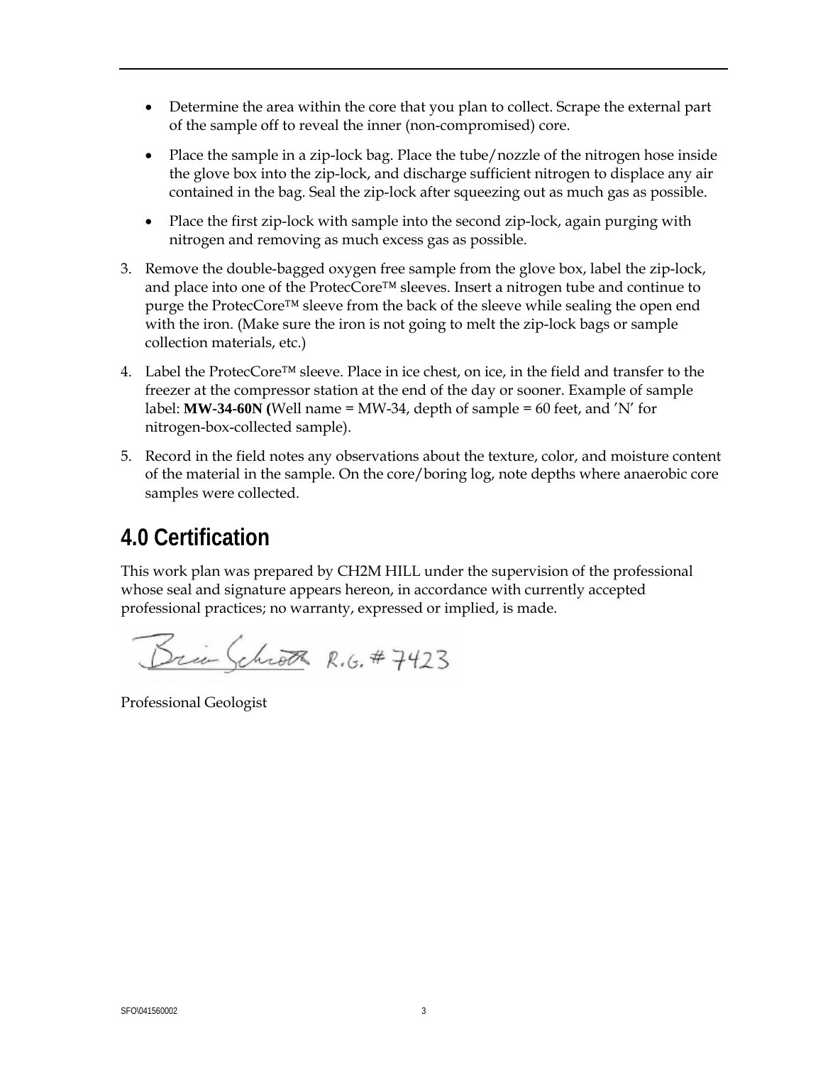- Determine the area within the core that you plan to collect. Scrape the external part of the sample off to reveal the inner (non-compromised) core.
- Place the sample in a zip-lock bag. Place the tube/nozzle of the nitrogen hose inside the glove box into the zip-lock, and discharge sufficient nitrogen to displace any air contained in the bag. Seal the zip-lock after squeezing out as much gas as possible.
- Place the first zip-lock with sample into the second zip-lock, again purging with nitrogen and removing as much excess gas as possible.

3. Remove the double-bagged oxygen free sample from the glove box, label the zip-lock, and place into one of the ProtecCore™ sleeves. Insert a nitrogen tube and continue to purge the ProtecCore™ sleeve from the back of the sleeve while sealing the open end with the iron. (Make sure the iron is not going to melt the zip-lock bags or sample collection materials, etc.)
4. Label the ProtecCore™ sleeve. Place in ice chest, on ice, in the field and transfer to the freezer at the compressor station at the end of the day or sooner. Example of sample label: **MW-34-60N (**Well name = MW-34, depth of sample = 60 feet, and 'N' for nitrogen-box-collected sample).
5. Record in the field notes any observations about the texture, color, and moisture content of the material in the sample. On the core/boring log, note depths where anaerobic core samples were collected.

# 4.0 Certification

This work plan was prepared by CH2M HILL under the supervision of the professional whose seal and signature appears hereon, in accordance with currently accepted professional practices; no warranty, expressed or implied, is made.

Brian Schroth R.G. # 7423

Professional Geologist